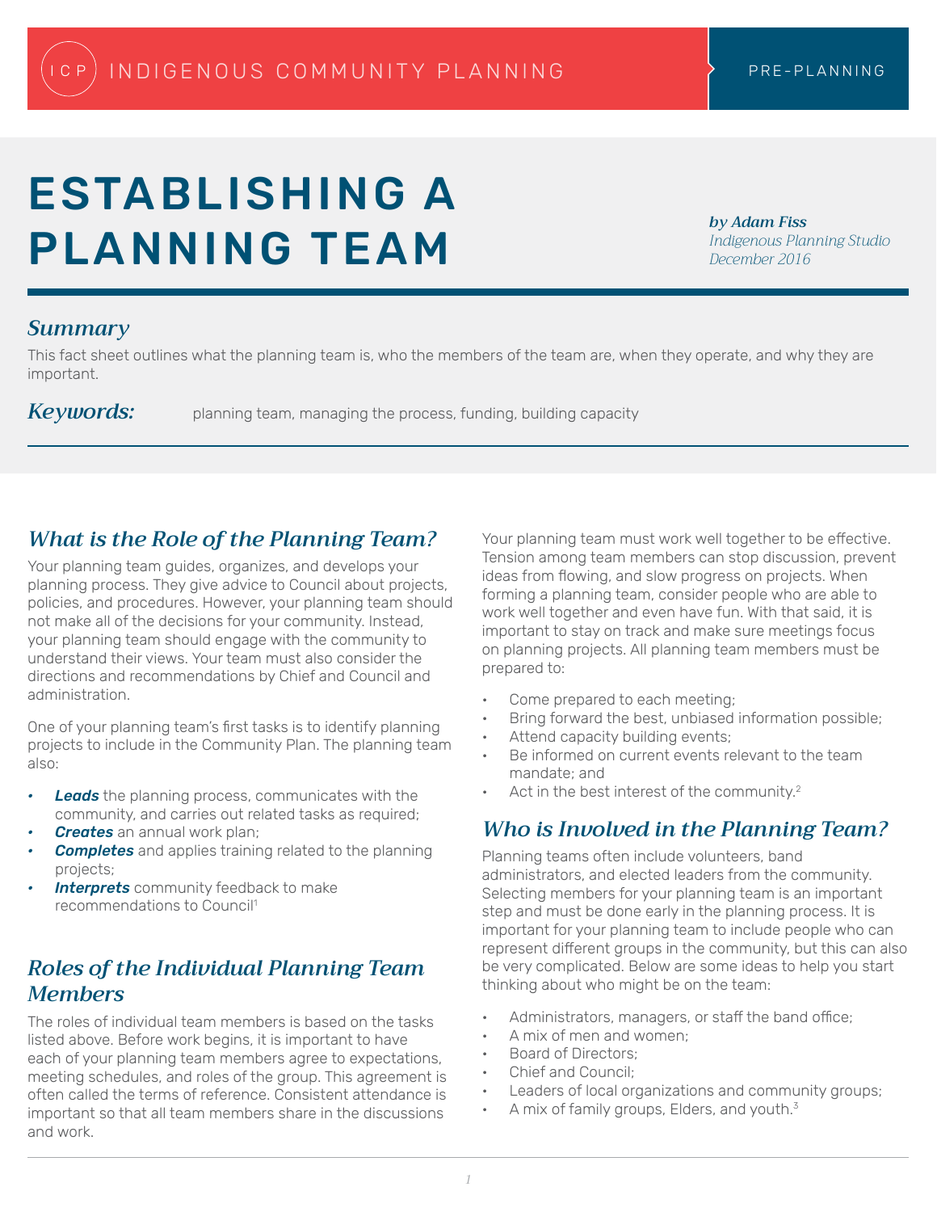ICP INDIGENOUS COMMUNITY PLANNING — PRE-PLANNING

# ESTABLISHING A PLANNING TEAM

***by Adam Fiss***
*Indigenous Planning Studio*
*December 2016*

## *Summary*

This fact sheet outlines what the planning team is, who the members of the team are, when they operate, and why they are important.

***Keywords:*** planning team, managing the process, funding, building capacity

## *What is the Role of the Planning Team?*

Your planning team guides, organizes, and develops your planning process. They give advice to Council about projects, policies, and procedures. However, your planning team should not make all of the decisions for your community. Instead, your planning team should engage with the community to understand their views. Your team must also consider the directions and recommendations by Chief and Council and administration.

One of your planning team's first tasks is to identify planning projects to include in the Community Plan. The planning team also:

- ***Leads*** the planning process, communicates with the community, and carries out related tasks as required;
- ***Creates*** an annual work plan;
- ***Completes*** and applies training related to the planning projects;
- ***Interprets*** community feedback to make recommendations to Council[1]

## *Roles of the Individual Planning Team Members*

The roles of individual team members is based on the tasks listed above. Before work begins, it is important to have each of your planning team members agree to expectations, meeting schedules, and roles of the group. This agreement is often called the terms of reference. Consistent attendance is important so that all team members share in the discussions and work.

Your planning team must work well together to be effective. Tension among team members can stop discussion, prevent ideas from flowing, and slow progress on projects. When forming a planning team, consider people who are able to work well together and even have fun. With that said, it is important to stay on track and make sure meetings focus on planning projects. All planning team members must be prepared to:

- Come prepared to each meeting;
- Bring forward the best, unbiased information possible;
- Attend capacity building events;
- Be informed on current events relevant to the team mandate; and
- Act in the best interest of the community.[2]

## *Who is Involved in the Planning Team?*

Planning teams often include volunteers, band administrators, and elected leaders from the community. Selecting members for your planning team is an important step and must be done early in the planning process. It is important for your planning team to include people who can represent different groups in the community, but this can also be very complicated. Below are some ideas to help you start thinking about who might be on the team:

- Administrators, managers, or staff the band office;
- A mix of men and women;
- Board of Directors;
- Chief and Council;
- Leaders of local organizations and community groups;
- A mix of family groups, Elders, and youth.[3]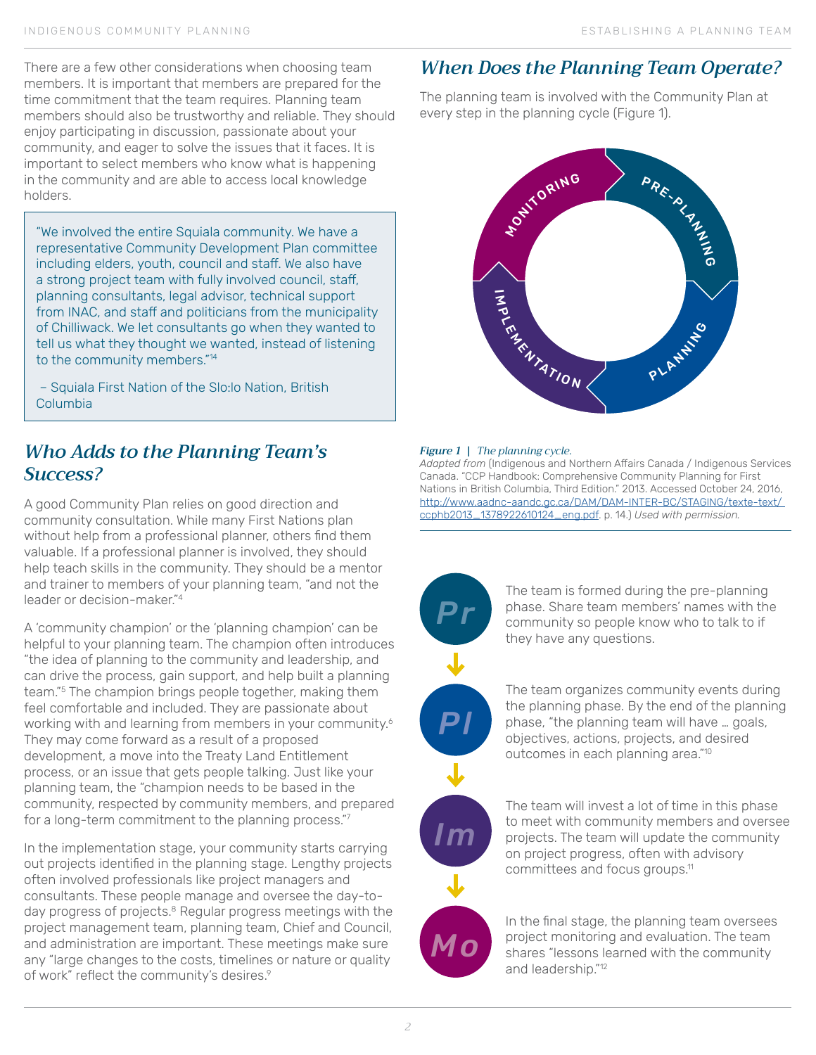There are a few other considerations when choosing team members. It is important that members are prepared for the time commitment that the team requires. Planning team members should also be trustworthy and reliable. They should enjoy participating in discussion, passionate about your community, and eager to solve the issues that it faces. It is important to select members who know what is happening in the community and are able to access local knowledge holders.

> "We involved the entire Squiala community. We have a representative Community Development Plan committee including elders, youth, council and staff. We also have a strong project team with fully involved council, staff, planning consultants, legal advisor, technical support from INAC, and staff and politicians from the municipality of Chilliwack. We let consultants go when they wanted to tell us what they thought we wanted, instead of listening to the community members."[14]
>
> – Squiala First Nation of the Slo:lo Nation, British Columbia

## *Who Adds to the Planning Team's Success?*

A good Community Plan relies on good direction and community consultation. While many First Nations plan without help from a professional planner, others find them valuable. If a professional planner is involved, they should help teach skills in the community. They should be a mentor and trainer to members of your planning team, "and not the leader or decision-maker."[4]

A 'community champion' or the 'planning champion' can be helpful to your planning team. The champion often introduces "the idea of planning to the community and leadership, and can drive the process, gain support, and help built a planning team."[5] The champion brings people together, making them feel comfortable and included. They are passionate about working with and learning from members in your community.[6] They may come forward as a result of a proposed development, a move into the Treaty Land Entitlement process, or an issue that gets people talking. Just like your planning team, the "champion needs to be based in the community, respected by community members, and prepared for a long-term commitment to the planning process."[7]

In the implementation stage, your community starts carrying out projects identified in the planning stage. Lengthy projects often involved professionals like project managers and consultants. These people manage and oversee the day-to-day progress of projects.[8] Regular progress meetings with the project management team, planning team, Chief and Council, and administration are important. These meetings make sure any "large changes to the costs, timelines or nature or quality of work" reflect the community's desires.[9]

## *When Does the Planning Team Operate?*

The planning team is involved with the Community Plan at every step in the planning cycle (Figure 1).

MONITORING · PRE-PLANNING · PLANNING · IMPLEMENTATION

*Figure 1 | The planning cycle.*
*Adapted from* (Indigenous and Northern Affairs Canada / Indigenous Services Canada. "CCP Handbook: Comprehensive Community Planning for First Nations in British Columbia, Third Edition." 2013. Accessed October 24, 2016, http://www.aadnc-aandc.gc.ca/DAM/DAM-INTER-BC/STAGING/texte-text/ccphb2013_1378922610124_eng.pdf. p. 14.) *Used with permission.*

**Pr** — The team is formed during the pre-planning phase. Share team members' names with the community so people know who to talk to if they have any questions.

**Pl** — The team organizes community events during the planning phase. By the end of the planning phase, "the planning team will have … goals, objectives, actions, projects, and desired outcomes in each planning area."[10]

**Im** — The team will invest a lot of time in this phase to meet with community members and oversee projects. The team will update the community on project progress, often with advisory committees and focus groups.[11]

**Mo** — In the final stage, the planning team oversees project monitoring and evaluation. The team shares "lessons learned with the community and leadership."[12]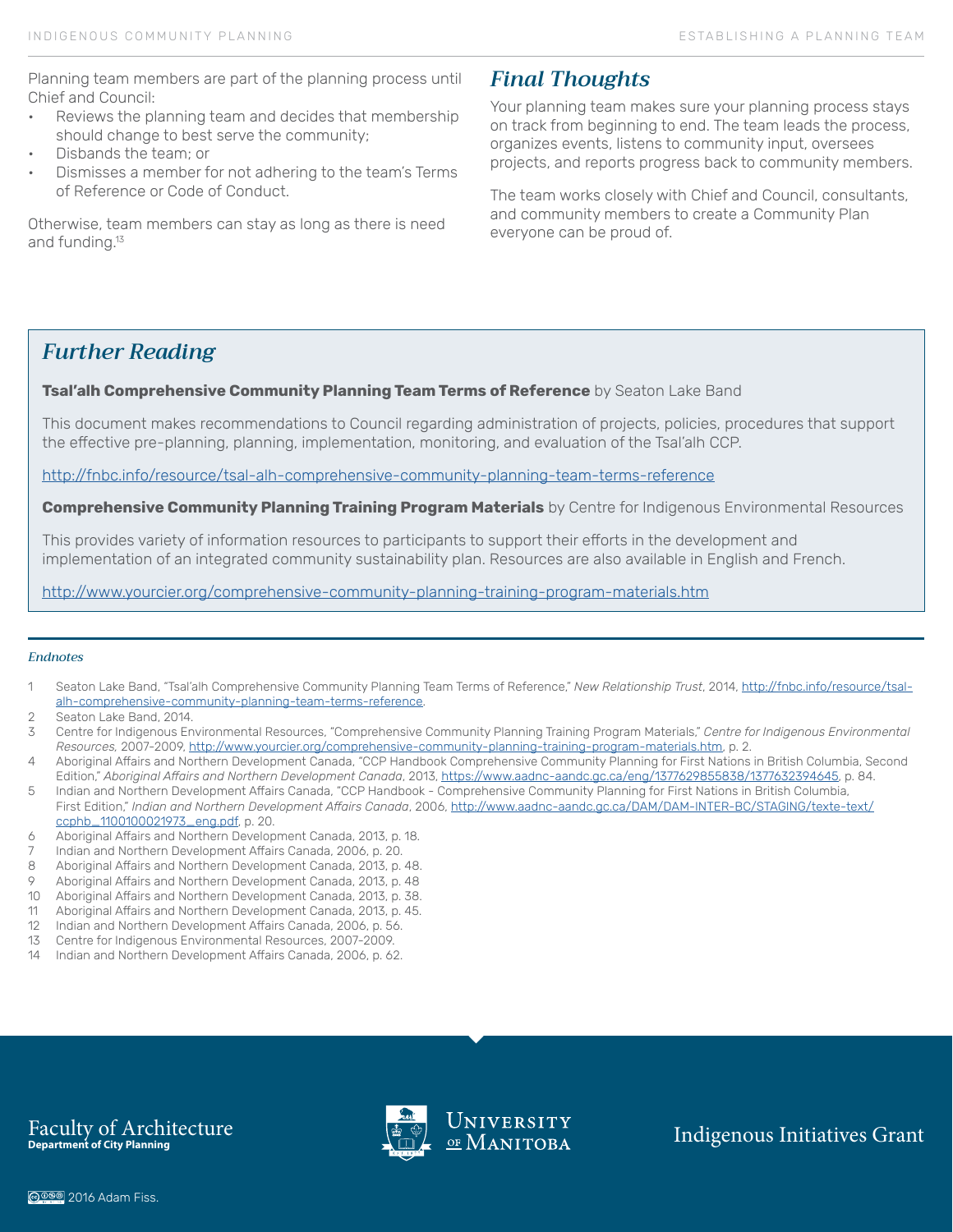Planning team members are part of the planning process until Chief and Council:

- Reviews the planning team and decides that membership should change to best serve the community;
- Disbands the team; or
- Dismisses a member for not adhering to the team's Terms of Reference or Code of Conduct.

Otherwise, team members can stay as long as there is need and funding.[13]

## *Final Thoughts*

Your planning team makes sure your planning process stays on track from beginning to end. The team leads the process, organizes events, listens to community input, oversees projects, and reports progress back to community members.

The team works closely with Chief and Council, consultants, and community members to create a Community Plan everyone can be proud of.

## *Further Reading*

**Tsal'alh Comprehensive Community Planning Team Terms of Reference** by Seaton Lake Band

This document makes recommendations to Council regarding administration of projects, policies, procedures that support the effective pre-planning, planning, implementation, monitoring, and evaluation of the Tsal'alh CCP.

http://fnbc.info/resource/tsal-alh-comprehensive-community-planning-team-terms-reference

**Comprehensive Community Planning Training Program Materials** by Centre for Indigenous Environmental Resources

This provides variety of information resources to participants to support their efforts in the development and implementation of an integrated community sustainability plan. Resources are also available in English and French.

http://www.yourcier.org/comprehensive-community-planning-training-program-materials.htm

### *Endnotes*

1. Seaton Lake Band, "Tsal'alh Comprehensive Community Planning Team Terms of Reference," *New Relationship Trust*, 2014, http://fnbc.info/resource/tsal-alh-comprehensive-community-planning-team-terms-reference.
2. Seaton Lake Band, 2014.
3. Centre for Indigenous Environmental Resources, "Comprehensive Community Planning Training Program Materials," *Centre for Indigenous Environmental Resources*, 2007-2009, http://www.yourcier.org/comprehensive-community-planning-training-program-materials.htm, p. 2.
4. Aboriginal Affairs and Northern Development Canada, "CCP Handbook Comprehensive Community Planning for First Nations in British Columbia, Second Edition," *Aboriginal Affairs and Northern Development Canada*, 2013, https://www.aadnc-aandc.gc.ca/eng/1377629855838/1377632394645, p. 84.
5. Indian and Northern Development Affairs Canada, "CCP Handbook - Comprehensive Community Planning for First Nations in British Columbia, First Edition," *Indian and Northern Development Affairs Canada*, 2006, http://www.aadnc-aandc.gc.ca/DAM/DAM-INTER-BC/STAGING/texte-text/ccphb_1100100021973_eng.pdf, p. 20.
6. Aboriginal Affairs and Northern Development Canada, 2013, p. 18.
7. Indian and Northern Development Affairs Canada, 2006, p. 20.
8. Aboriginal Affairs and Northern Development Canada, 2013, p. 48.
9. Aboriginal Affairs and Northern Development Canada, 2013, p. 48
10. Aboriginal Affairs and Northern Development Canada, 2013, p. 38.
11. Aboriginal Affairs and Northern Development Canada, 2013, p. 45.
12. Indian and Northern Development Affairs Canada, 2006, p. 56.
13. Centre for Indigenous Environmental Resources, 2007-2009.
14. Indian and Northern Development Affairs Canada, 2006, p. 62.

Faculty of Architecture
**Department of City Planning**

University of Manitoba

Indigenous Initiatives Grant

2016 Adam Fiss.